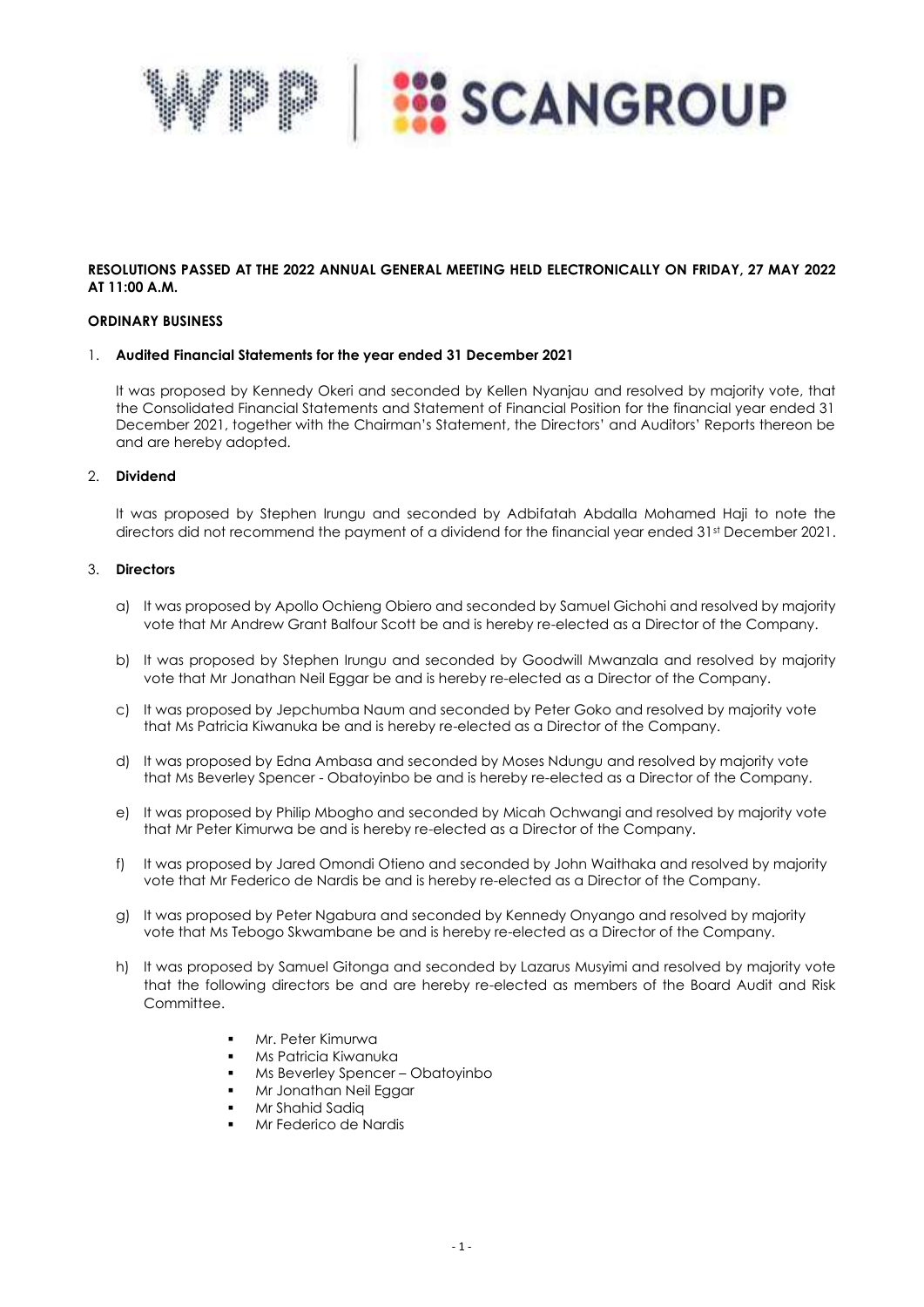**RESOLUTIONS PASSED AT THE 2022 ANNUAL GENERAL MEETING HELD ELECTRONICALLY ON FRIDAY, 27 MAY 2022 AT 11:00 A.M.**

**ORDINARY BUSINESS**

1. **Audited Financial Statements for the year ended 31 December 2021**

   It was proposed by Kennedy Okeri and seconded by Kellen Nyanjau and resolved by majority vote, that the Consolidated Financial Statements and Statement of Financial Position for the financial year ended 31 December 2021, together with the Chairman's Statement, the Directors' and Auditors' Reports thereon be and are hereby adopted.

2. **Dividend**

   It was proposed by Stephen Irungu and seconded by Adbifatah Abdalla Mohamed Haji to note the directors did not recommend the payment of a dividend for the financial year ended 31st December 2021.

3. **Directors**

   a) It was proposed by Apollo Ochieng Obiero and seconded by Samuel Gichohi and resolved by majority vote that Mr Andrew Grant Balfour Scott be and is hereby re-elected as a Director of the Company.

   b) It was proposed by Stephen Irungu and seconded by Goodwill Mwanzala and resolved by majority vote that Mr Jonathan Neil Eggar be and is hereby re-elected as a Director of the Company.

   c) It was proposed by Jepchumba Naum and seconded by Peter Goko and resolved by majority vote that Ms Patricia Kiwanuka be and is hereby re-elected as a Director of the Company.

   d) It was proposed by Edna Ambasa and seconded by Moses Ndungu and resolved by majority vote that Ms Beverley Spencer - Obatoyinbo be and is hereby re-elected as a Director of the Company.

   e) It was proposed by Philip Mbogho and seconded by Micah Ochwangi and resolved by majority vote that Mr Peter Kimurwa be and is hereby re-elected as a Director of the Company.

   f) It was proposed by Jared Omondi Otieno and seconded by John Waithaka and resolved by majority vote that Mr Federico de Nardis be and is hereby re-elected as a Director of the Company.

   g) It was proposed by Peter Ngabura and seconded by Kennedy Onyango and resolved by majority vote that Ms Tebogo Skwambane be and is hereby re-elected as a Director of the Company.

   h) It was proposed by Samuel Gitonga and seconded by Lazarus Musyimi and resolved by majority vote that the following directors be and are hereby re-elected as members of the Board Audit and Risk Committee.

      - Mr. Peter Kimurwa
      - Ms Patricia Kiwanuka
      - Ms Beverley Spencer – Obatoyinbo
      - Mr Jonathan Neil Eggar
      - Mr Shahid Sadiq
      - Mr Federico de Nardis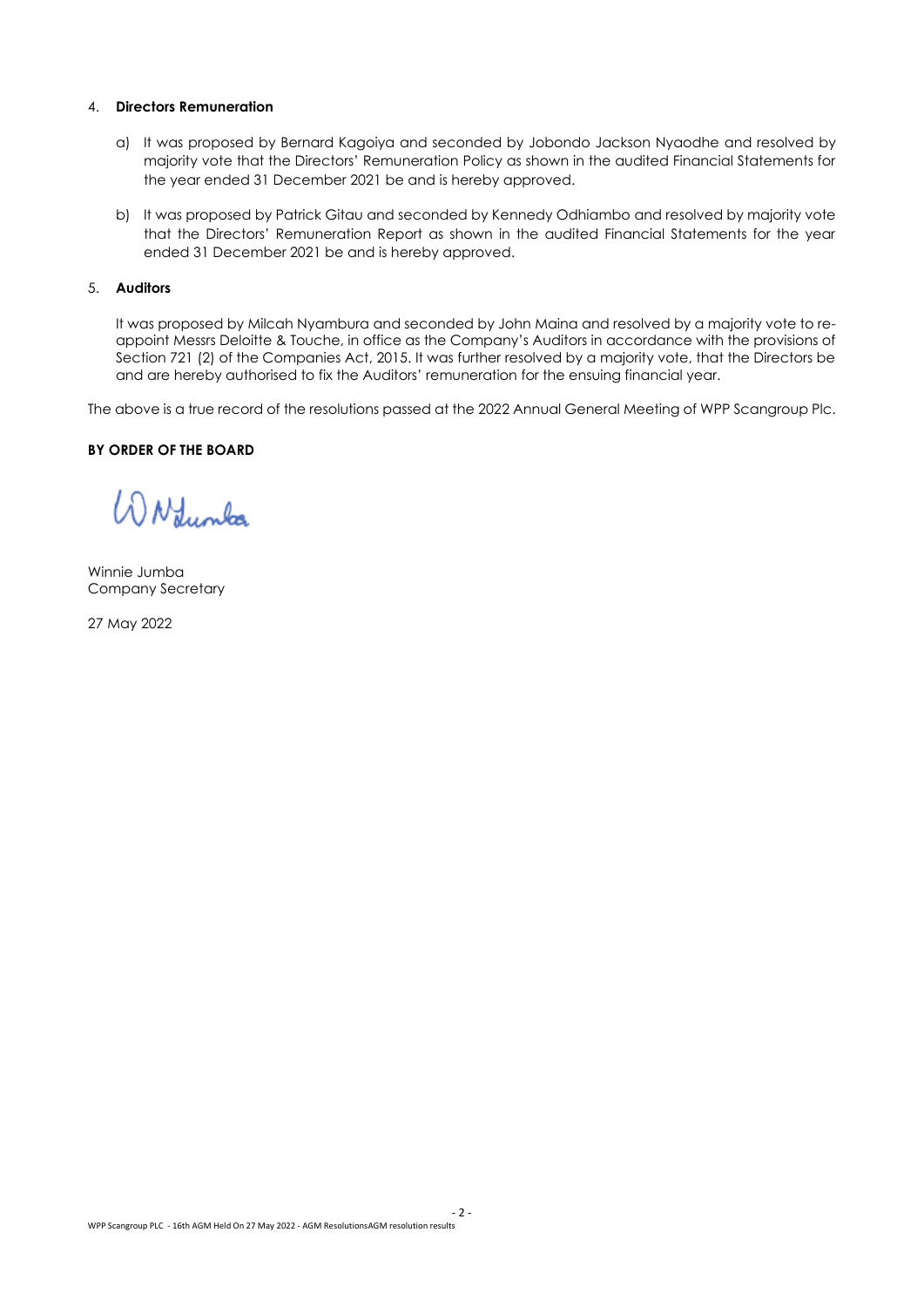4. **Directors Remuneration**

   a) It was proposed by Bernard Kagoiya and seconded by Jobondo Jackson Nyaodhe and resolved by majority vote that the Directors' Remuneration Policy as shown in the audited Financial Statements for the year ended 31 December 2021 be and is hereby approved.

   b) It was proposed by Patrick Gitau and seconded by Kennedy Odhiambo and resolved by majority vote that the Directors' Remuneration Report as shown in the audited Financial Statements for the year ended 31 December 2021 be and is hereby approved.

5. **Auditors**

   It was proposed by Milcah Nyambura and seconded by John Maina and resolved by a majority vote to re-appoint Messrs Deloitte & Touche, in office as the Company's Auditors in accordance with the provisions of Section 721 (2) of the Companies Act, 2015. It was further resolved by a majority vote, that the Directors be and are hereby authorised to fix the Auditors' remuneration for the ensuing financial year.

The above is a true record of the resolutions passed at the 2022 Annual General Meeting of WPP Scangroup Plc.

**BY ORDER OF THE BOARD**

Winnie Jumba
Company Secretary

27 May 2022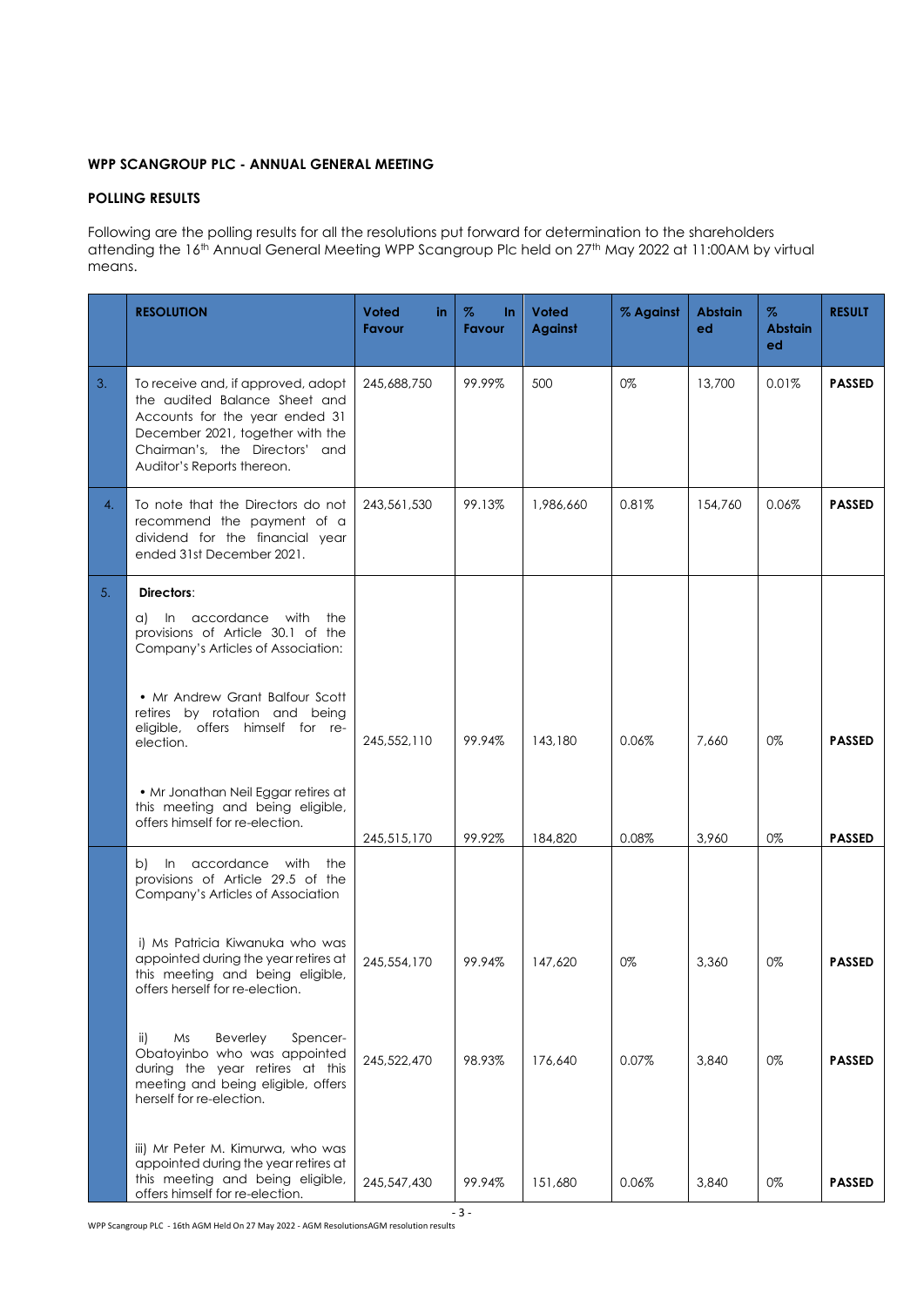**WPP SCANGROUP PLC - ANNUAL GENERAL MEETING**

**POLLING RESULTS**

Following are the polling results for all the resolutions put forward for determination to the shareholders attending the 16th Annual General Meeting WPP Scangroup Plc held on 27th May 2022 at 11:00AM by virtual means.

| | RESOLUTION | Voted in Favour | % In Favour | Voted Against | % Against | Abstained | % Abstained | RESULT |
|---|---|---|---|---|---|---|---|---|
| 3. | To receive and, if approved, adopt the audited Balance Sheet and Accounts for the year ended 31 December 2021, together with the Chairman's, the Directors' and Auditor's Reports thereon. | 245,688,750 | 99.99% | 500 | 0% | 13,700 | 0.01% | **PASSED** |
| 4. | To note that the Directors do not recommend the payment of a dividend for the financial year ended 31st December 2021. | 243,561,530 | 99.13% | 1,986,660 | 0.81% | 154,760 | 0.06% | **PASSED** |
| 5. | **Directors**: a) In accordance with the provisions of Article 30.1 of the Company's Articles of Association: | | | | | | | |
| | • Mr Andrew Grant Balfour Scott retires by rotation and being eligible, offers himself for re-election. | 245,552,110 | 99.94% | 143,180 | 0.06% | 7,660 | 0% | **PASSED** |
| | • Mr Jonathan Neil Eggar retires at this meeting and being eligible, offers himself for re-election. | 245,515,170 | 99.92% | 184,820 | 0.08% | 3,960 | 0% | **PASSED** |
| | b) In accordance with the provisions of Article 29.5 of the Company's Articles of Association | | | | | | | |
| | i) Ms Patricia Kiwanuka who was appointed during the year retires at this meeting and being eligible, offers herself for re-election. | 245,554,170 | 99.94% | 147,620 | 0% | 3,360 | 0% | **PASSED** |
| | ii) Ms Beverley Spencer-Obatoyinbo who was appointed during the year retires at this meeting and being eligible, offers herself for re-election. | 245,522,470 | 98.93% | 176,640 | 0.07% | 3,840 | 0% | **PASSED** |
| | iii) Mr Peter M. Kimurwa, who was appointed during the year retires at this meeting and being eligible, offers himself for re-election. | 245,547,430 | 99.94% | 151,680 | 0.06% | 3,840 | 0% | **PASSED** |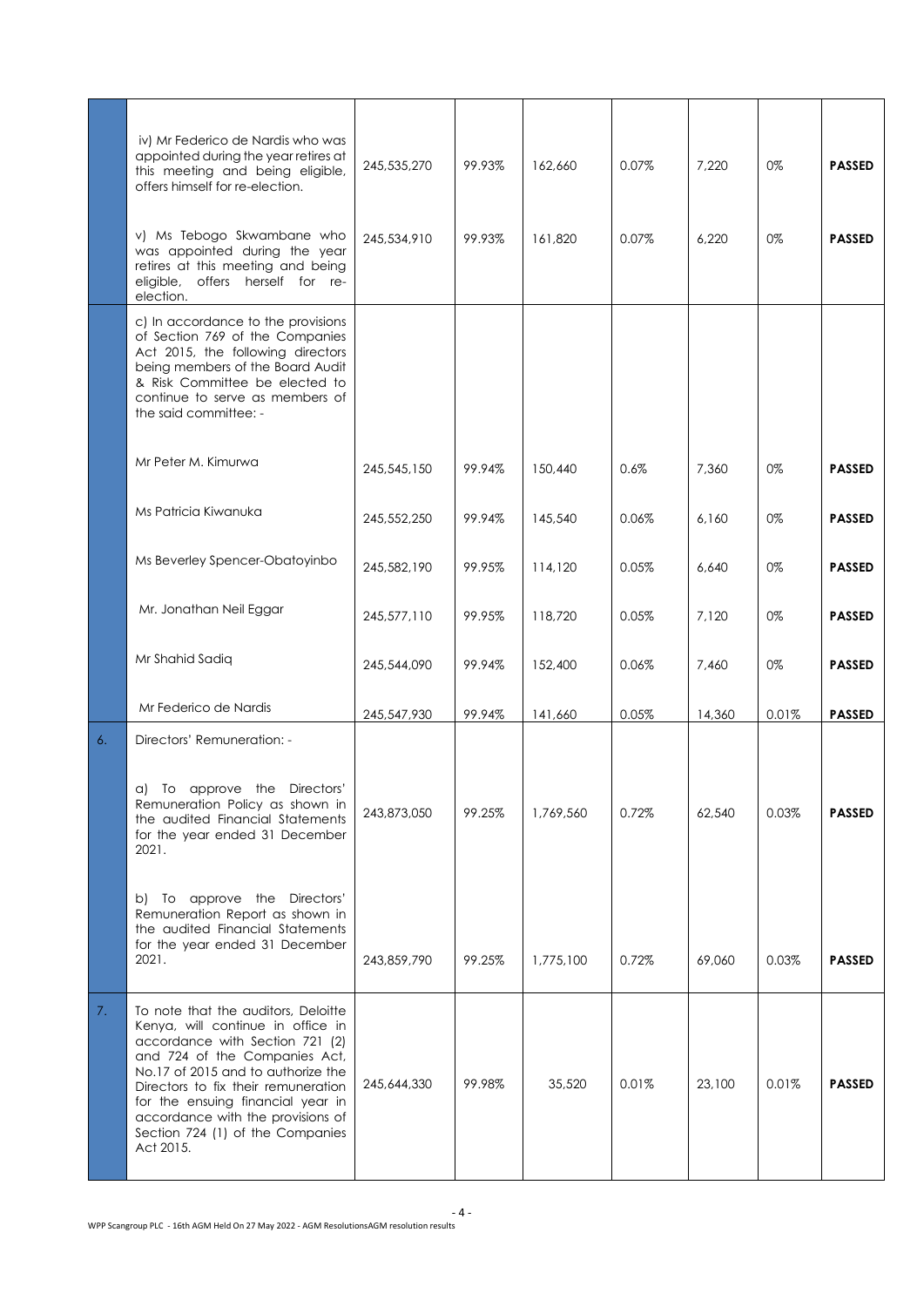| | | | | | | | | |
|---|---|---|---|---|---|---|---|---|
| | iv) Mr Federico de Nardis who was appointed during the year retires at this meeting and being eligible, offers himself for re-election. | 245,535,270 | 99.93% | 162,660 | 0.07% | 7,220 | 0% | **PASSED** |
| | v) Ms Tebogo Skwambane who was appointed during the year retires at this meeting and being eligible, offers herself for re-election. | 245,534,910 | 99.93% | 161,820 | 0.07% | 6,220 | 0% | **PASSED** |
| | c) In accordance to the provisions of Section 769 of the Companies Act 2015, the following directors being members of the Board Audit & Risk Committee be elected to continue to serve as members of the said committee: - | | | | | | | |
| | Mr Peter M. Kimurwa | 245,545,150 | 99.94% | 150,440 | 0.6% | 7,360 | 0% | **PASSED** |
| | Ms Patricia Kiwanuka | 245,552,250 | 99.94% | 145,540 | 0.06% | 6,160 | 0% | **PASSED** |
| | Ms Beverley Spencer-Obatoyinbo | 245,582,190 | 99.95% | 114,120 | 0.05% | 6,640 | 0% | **PASSED** |
| | Mr. Jonathan Neil Eggar | 245,577,110 | 99.95% | 118,720 | 0.05% | 7,120 | 0% | **PASSED** |
| | Mr Shahid Sadiq | 245,544,090 | 99.94% | 152,400 | 0.06% | 7,460 | 0% | **PASSED** |
| | Mr Federico de Nardis | 245,547,930 | 99.94% | 141,660 | 0.05% | 14,360 | 0.01% | **PASSED** |
| 6. | Directors' Remuneration: - | | | | | | | |
| | a) To approve the Directors' Remuneration Policy as shown in the audited Financial Statements for the year ended 31 December 2021. | 243,873,050 | 99.25% | 1,769,560 | 0.72% | 62,540 | 0.03% | **PASSED** |
| | b) To approve the Directors' Remuneration Report as shown in the audited Financial Statements for the year ended 31 December 2021. | 243,859,790 | 99.25% | 1,775,100 | 0.72% | 69,060 | 0.03% | **PASSED** |
| 7. | To note that the auditors, Deloitte Kenya, will continue in office in accordance with Section 721 (2) and 724 of the Companies Act, No.17 of 2015 and to authorize the Directors to fix their remuneration for the ensuing financial year in accordance with the provisions of Section 724 (1) of the Companies Act 2015. | 245,644,330 | 99.98% | 35,520 | 0.01% | 23,100 | 0.01% | **PASSED** |

WPP Scangroup PLC - 16th AGM Held On 27 May 2022 - AGM ResolutionsAGM resolution results